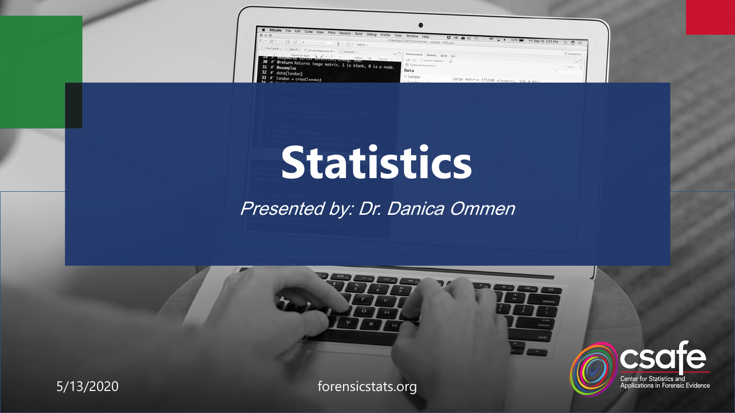# Statistics

*Presented by: Dr. Danica Ommen*

5/13/2020

forensicstats.org

csafe

Center for Statistics and Applications in Forensic Evidence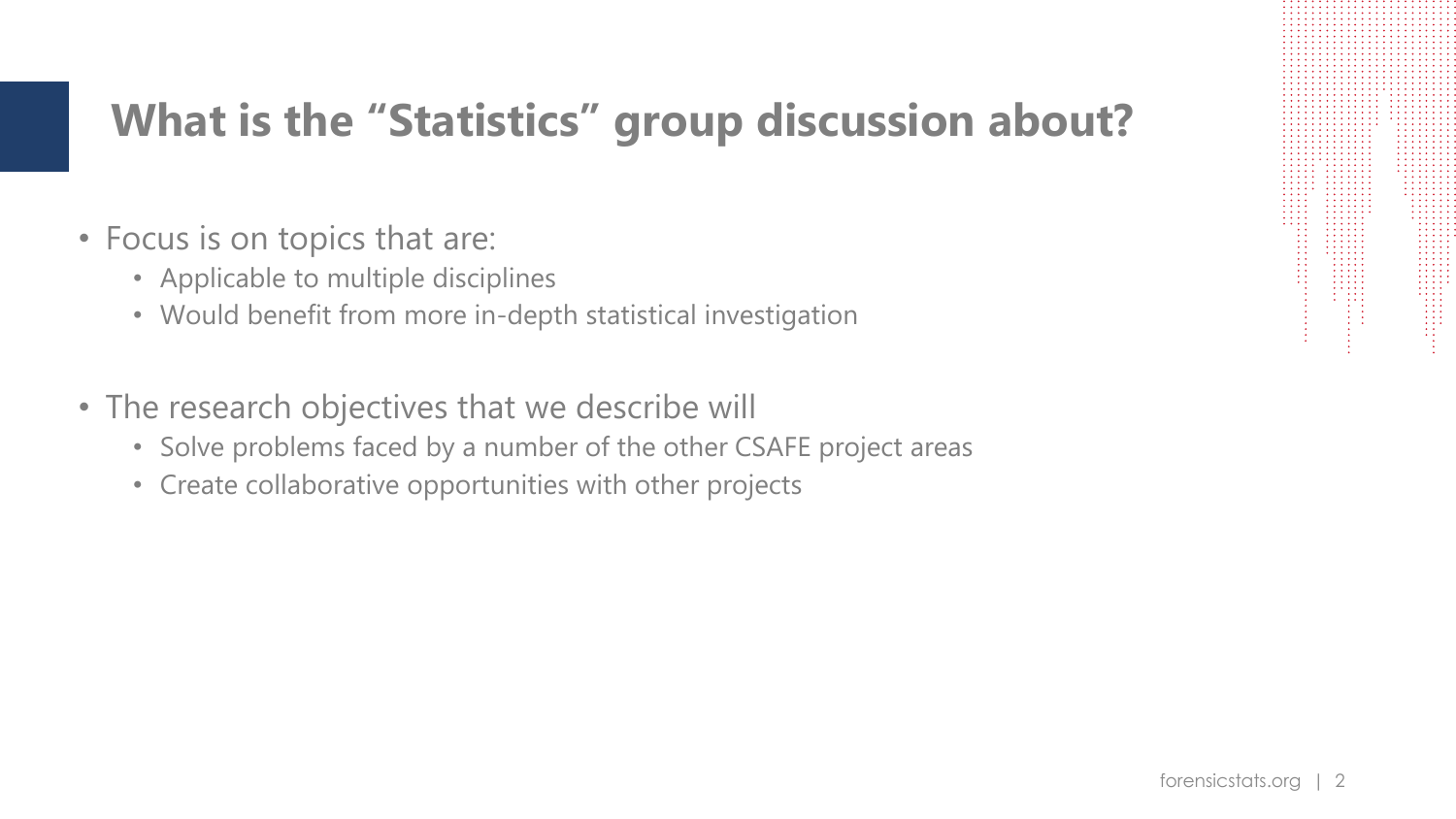# What is the “Statistics” group discussion about?

- Focus is on topics that are:
  - Applicable to multiple disciplines
  - Would benefit from more in-depth statistical investigation

- The research objectives that we describe will
  - Solve problems faced by a number of the other CSAFE project areas
  - Create collaborative opportunities with other projects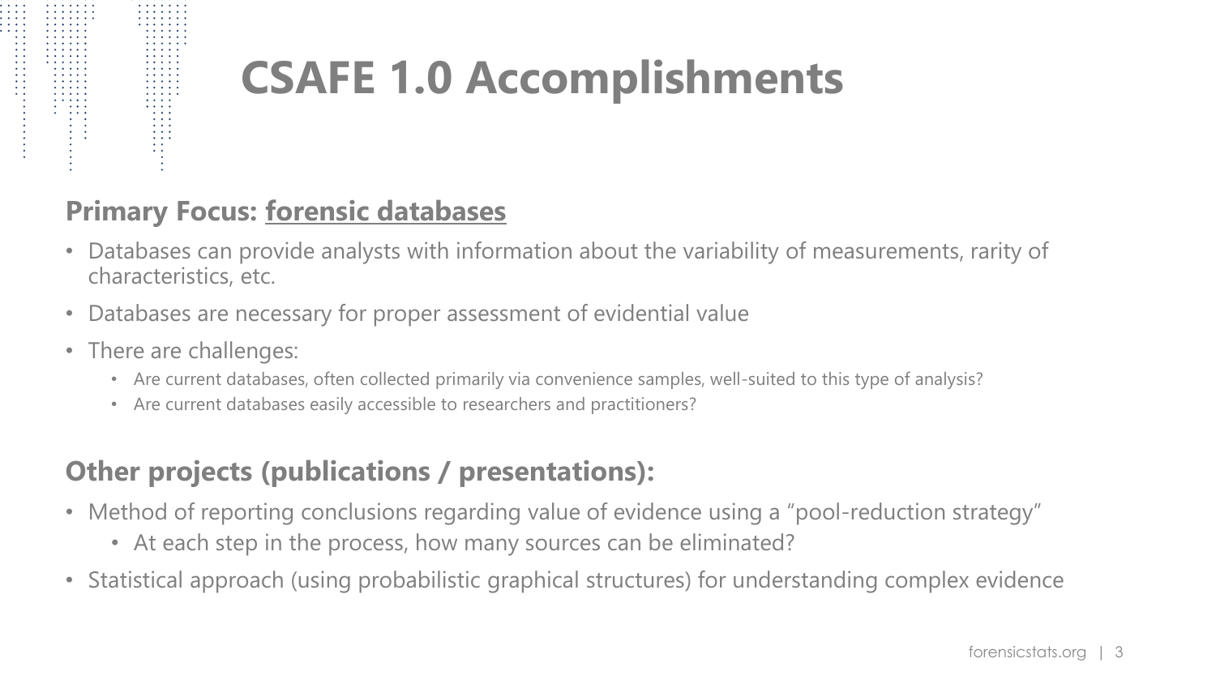# CSAFE 1.0 Accomplishments

**Primary Focus: forensic databases**

- Databases can provide analysts with information about the variability of measurements, rarity of characteristics, etc.
- Databases are necessary for proper assessment of evidential value
- There are challenges:
  - Are current databases, often collected primarily via convenience samples, well-suited to this type of analysis?
  - Are current databases easily accessible to researchers and practitioners?

**Other projects (publications / presentations):**

- Method of reporting conclusions regarding value of evidence using a "pool-reduction strategy"
  - At each step in the process, how many sources can be eliminated?
- Statistical approach (using probabilistic graphical structures) for understanding complex evidence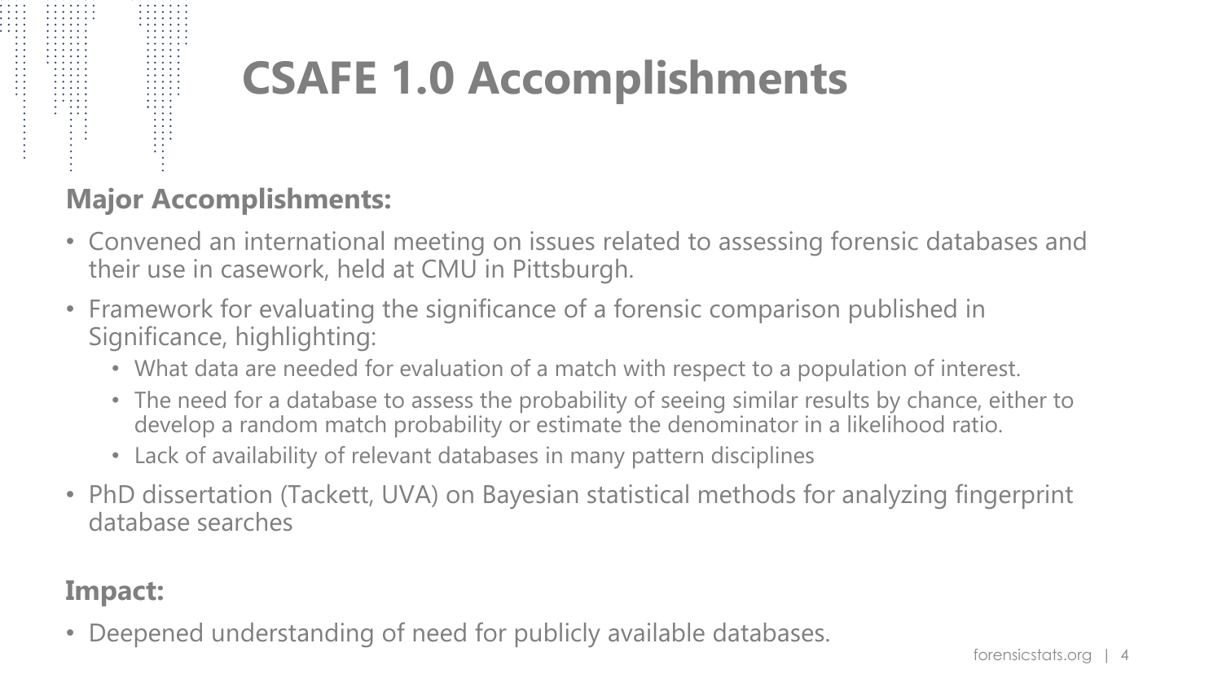# CSAFE 1.0 Accomplishments

**Major Accomplishments:**

- Convened an international meeting on issues related to assessing forensic databases and their use in casework, held at CMU in Pittsburgh.
- Framework for evaluating the significance of a forensic comparison published in Significance, highlighting:
  - What data are needed for evaluation of a match with respect to a population of interest.
  - The need for a database to assess the probability of seeing similar results by chance, either to develop a random match probability or estimate the denominator in a likelihood ratio.
  - Lack of availability of relevant databases in many pattern disciplines
- PhD dissertation (Tackett, UVA) on Bayesian statistical methods for analyzing fingerprint database searches

**Impact:**

- Deepened understanding of need for publicly available databases.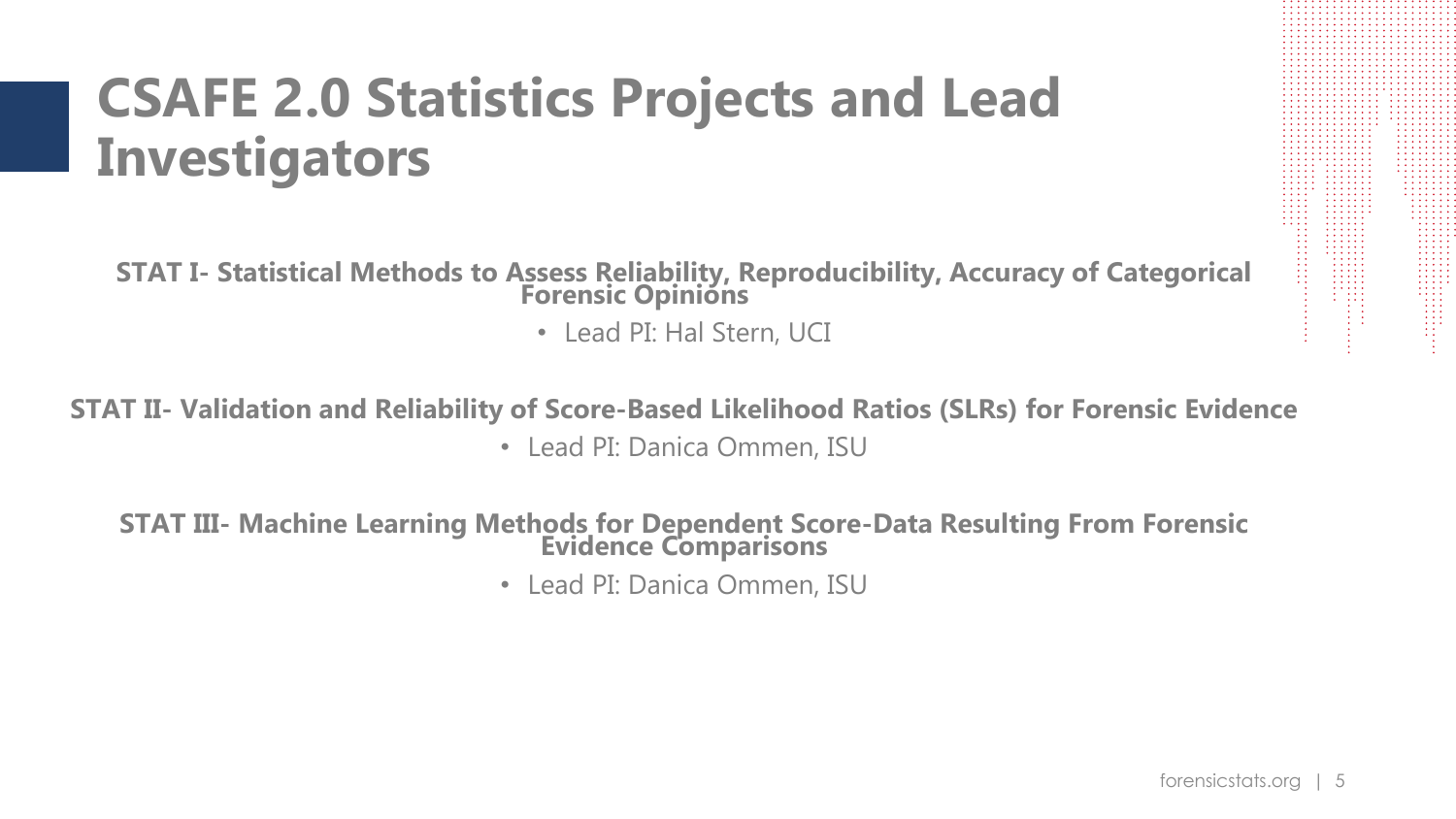# CSAFE 2.0 Statistics Projects and Lead Investigators

**STAT I- Statistical Methods to Assess Reliability, Reproducibility, Accuracy of Categorical Forensic Opinions**

- Lead PI: Hal Stern, UCI

**STAT II- Validation and Reliability of Score-Based Likelihood Ratios (SLRs) for Forensic Evidence**

- Lead PI: Danica Ommen, ISU

**STAT III- Machine Learning Methods for Dependent Score-Data Resulting From Forensic Evidence Comparisons**

- Lead PI: Danica Ommen, ISU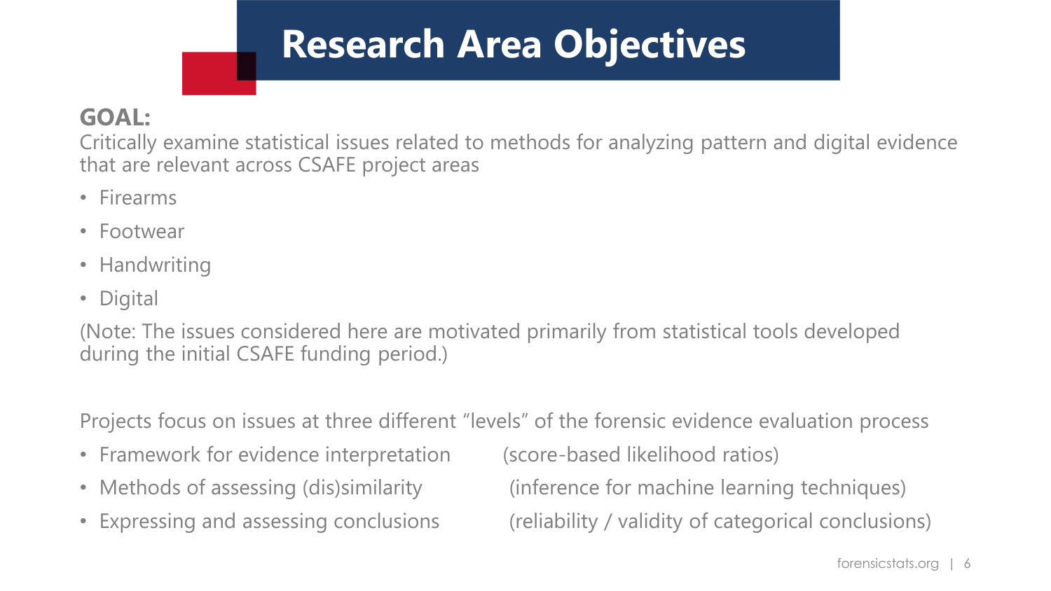# Research Area Objectives

**GOAL:**
Critically examine statistical issues related to methods for analyzing pattern and digital evidence that are relevant across CSAFE project areas

- Firearms
- Footwear
- Handwriting
- Digital

(Note: The issues considered here are motivated primarily from statistical tools developed during the initial CSAFE funding period.)

Projects focus on issues at three different "levels" of the forensic evidence evaluation process

- Framework for evidence interpretation (score-based likelihood ratios)
- Methods of assessing (dis)similarity (inference for machine learning techniques)
- Expressing and assessing conclusions (reliability / validity of categorical conclusions)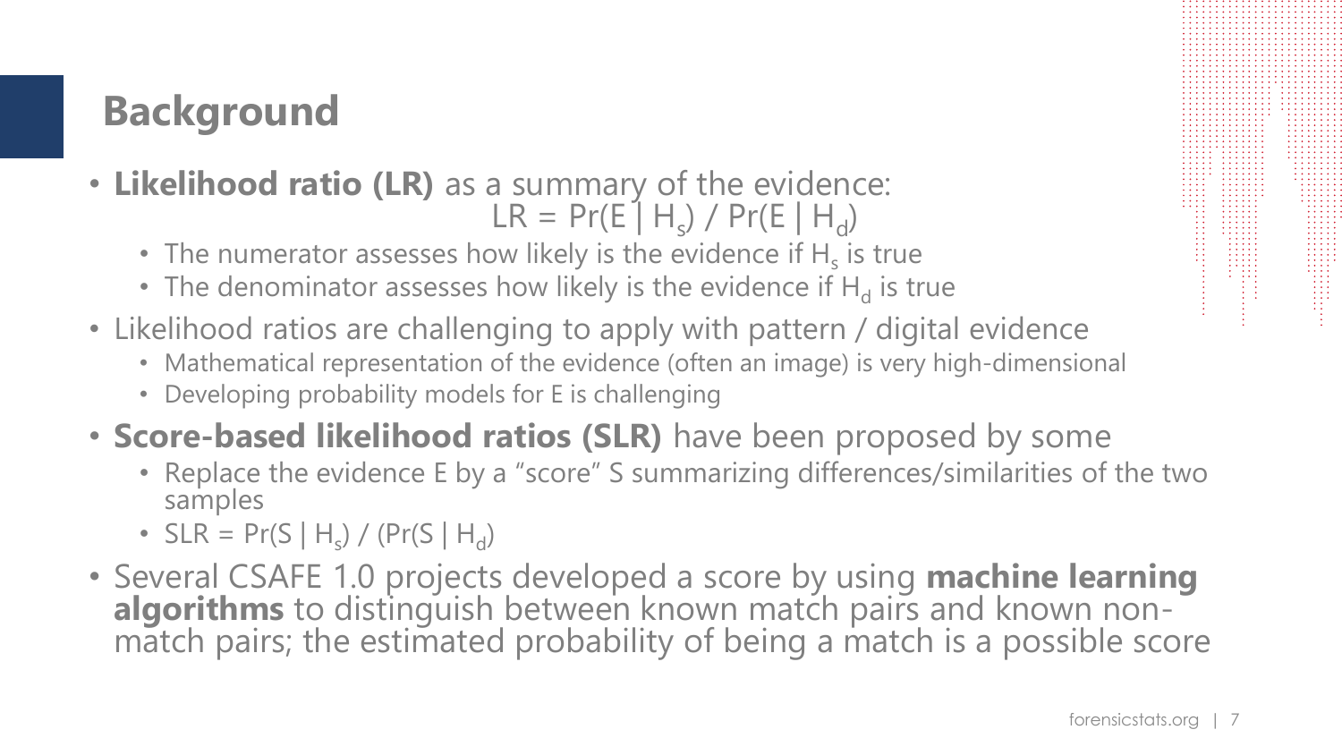## Background

- **Likelihood ratio (LR)** as a summary of the evidence:
  $$LR = Pr(E \mid H_s) / Pr(E \mid H_d)$$
  - The numerator assesses how likely is the evidence if $H_s$ is true
  - The denominator assesses how likely is the evidence if $H_d$ is true
- Likelihood ratios are challenging to apply with pattern / digital evidence
  - Mathematical representation of the evidence (often an image) is very high-dimensional
  - Developing probability models for E is challenging
- **Score-based likelihood ratios (SLR)** have been proposed by some
  - Replace the evidence E by a "score" S summarizing differences/similarities of the two samples
  - $SLR = Pr(S \mid H_s) / (Pr(S \mid H_d)$
- Several CSAFE 1.0 projects developed a score by using **machine learning algorithms** to distinguish between known match pairs and known non-match pairs; the estimated probability of being a match is a possible score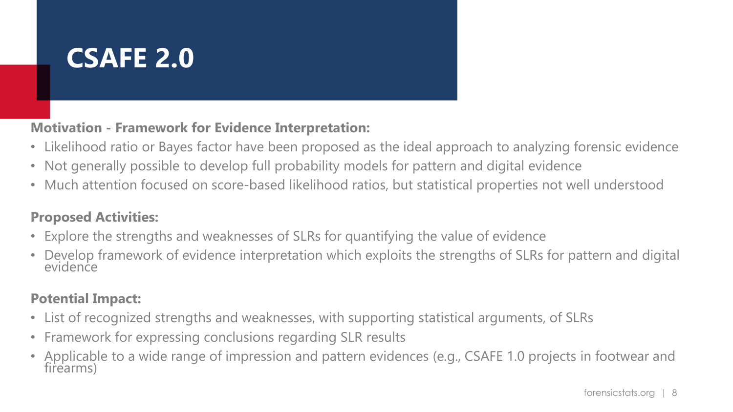# CSAFE 2.0

**Motivation - Framework for Evidence Interpretation:**

- Likelihood ratio or Bayes factor have been proposed as the ideal approach to analyzing forensic evidence
- Not generally possible to develop full probability models for pattern and digital evidence
- Much attention focused on score-based likelihood ratios, but statistical properties not well understood

**Proposed Activities:**

- Explore the strengths and weaknesses of SLRs for quantifying the value of evidence
- Develop framework of evidence interpretation which exploits the strengths of SLRs for pattern and digital evidence

**Potential Impact:**

- List of recognized strengths and weaknesses, with supporting statistical arguments, of SLRs
- Framework for expressing conclusions regarding SLR results
- Applicable to a wide range of impression and pattern evidences (e.g., CSAFE 1.0 projects in footwear and firearms)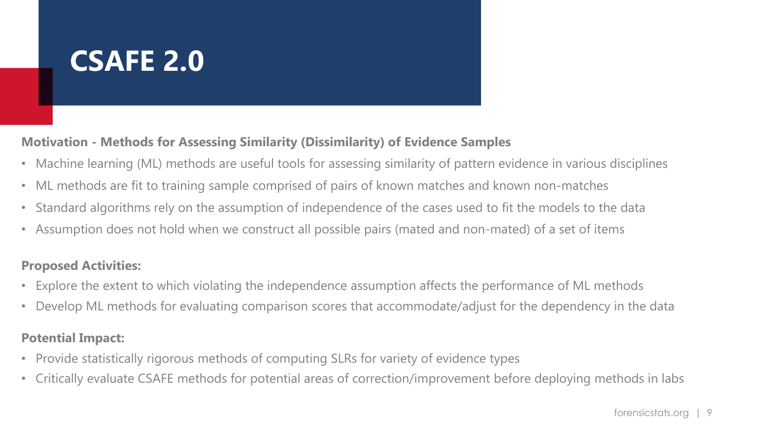# CSAFE 2.0

**Motivation - Methods for Assessing Similarity (Dissimilarity) of Evidence Samples**

- Machine learning (ML) methods are useful tools for assessing similarity of pattern evidence in various disciplines
- ML methods are fit to training sample comprised of pairs of known matches and known non-matches
- Standard algorithms rely on the assumption of independence of the cases used to fit the models to the data
- Assumption does not hold when we construct all possible pairs (mated and non-mated) of a set of items

**Proposed Activities:**

- Explore the extent to which violating the independence assumption affects the performance of ML methods
- Develop ML methods for evaluating comparison scores that accommodate/adjust for the dependency in the data

**Potential Impact:**

- Provide statistically rigorous methods of computing SLRs for variety of evidence types
- Critically evaluate CSAFE methods for potential areas of correction/improvement before deploying methods in labs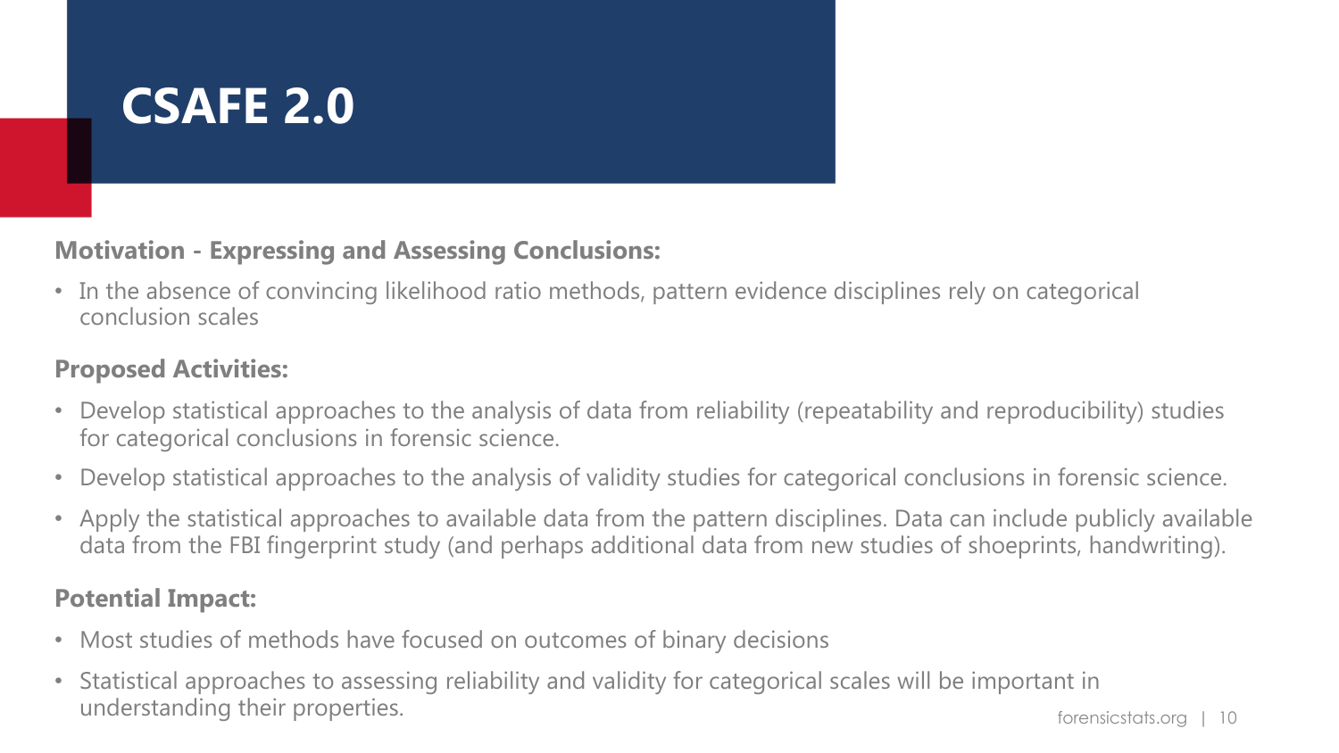# CSAFE 2.0

**Motivation - Expressing and Assessing Conclusions:**

- In the absence of convincing likelihood ratio methods, pattern evidence disciplines rely on categorical conclusion scales

**Proposed Activities:**

- Develop statistical approaches to the analysis of data from reliability (repeatability and reproducibility) studies for categorical conclusions in forensic science.
- Develop statistical approaches to the analysis of validity studies for categorical conclusions in forensic science.
- Apply the statistical approaches to available data from the pattern disciplines. Data can include publicly available data from the FBI fingerprint study (and perhaps additional data from new studies of shoeprints, handwriting).

**Potential Impact:**

- Most studies of methods have focused on outcomes of binary decisions
- Statistical approaches to assessing reliability and validity for categorical scales will be important in understanding their properties.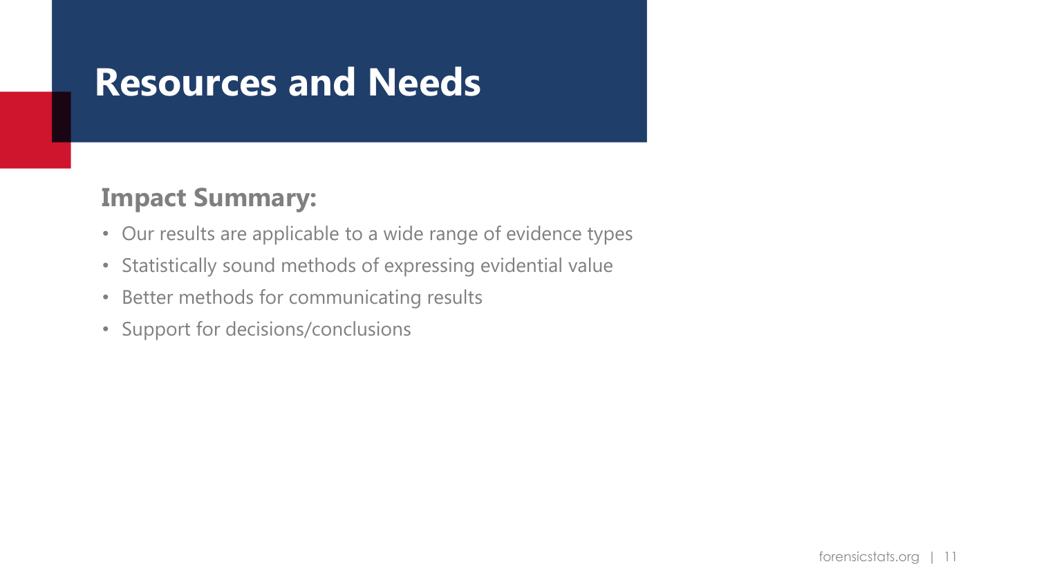# Resources and Needs

## Impact Summary:

- Our results are applicable to a wide range of evidence types
- Statistically sound methods of expressing evidential value
- Better methods for communicating results
- Support for decisions/conclusions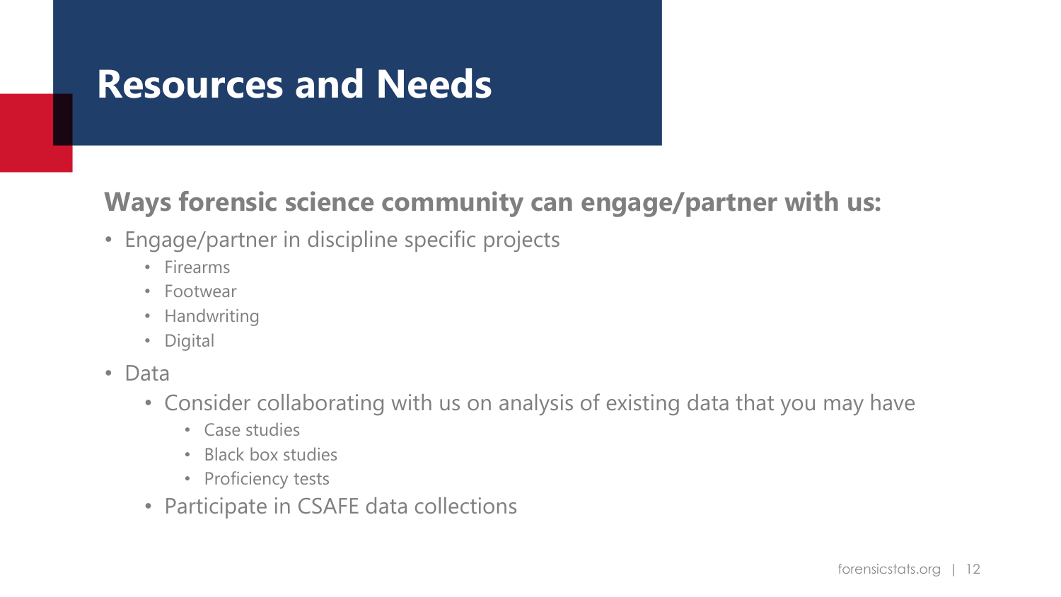# Resources and Needs

**Ways forensic science community can engage/partner with us:**

- Engage/partner in discipline specific projects
  - Firearms
  - Footwear
  - Handwriting
  - Digital
- Data
  - Consider collaborating with us on analysis of existing data that you may have
    - Case studies
    - Black box studies
    - Proficiency tests
  - Participate in CSAFE data collections